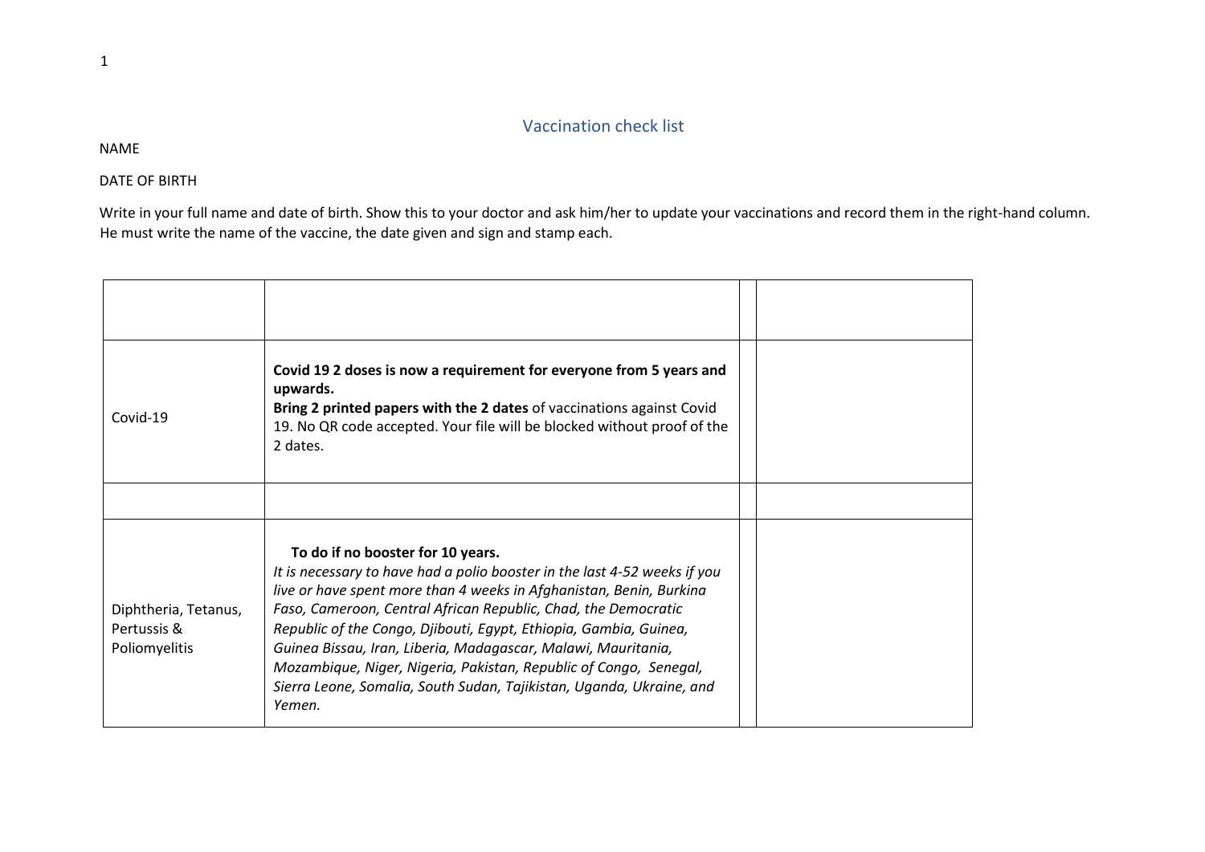## Vaccination check list

NAME

DATE OF BIRTH

Write in your full name and date of birth. Show this to your doctor and ask him/her to update your vaccinations and record them in the right-hand column. He must write the name of the vaccine, the date given and sign and stamp each.

| | | | |
|---|---|---|---|
| Covid-19 | **Covid 19 2 doses is now a requirement for everyone from 5 years and upwards.** **Bring 2 printed papers with the 2 dates** of vaccinations against Covid 19. No QR code accepted. Your file will be blocked without proof of the 2 dates. | | |
| | | | |
| Diphtheria, Tetanus, Pertussis & Poliomyelitis | **To do if no booster for 10 years.** *It is necessary to have had a polio booster in the last 4-52 weeks if you live or have spent more than 4 weeks in Afghanistan, Benin, Burkina Faso, Cameroon, Central African Republic, Chad, the Democratic Republic of the Congo, Djibouti, Egypt, Ethiopia, Gambia, Guinea, Guinea Bissau, Iran, Liberia, Madagascar, Malawi, Mauritania, Mozambique, Niger, Nigeria, Pakistan, Republic of Congo, Senegal, Sierra Leone, Somalia, South Sudan, Tajikistan, Uganda, Ukraine, and Yemen.* | | |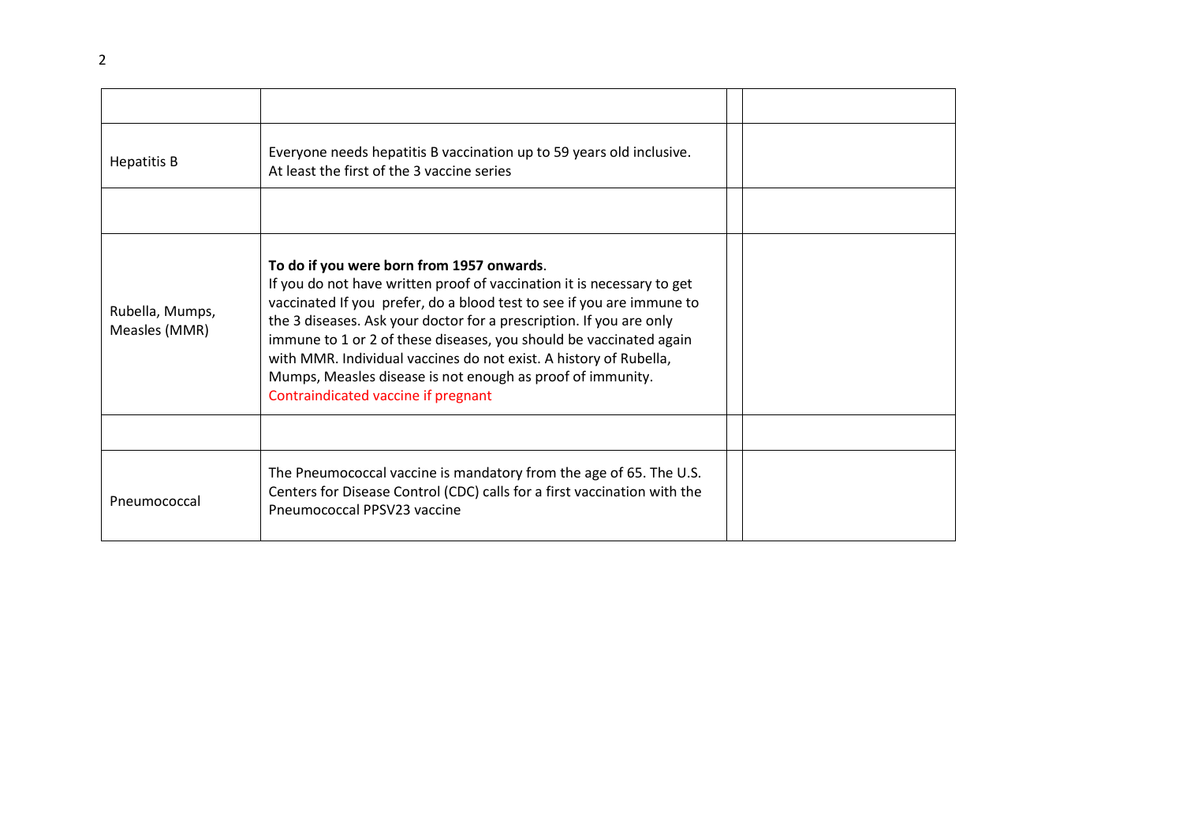| | | | |
|---|---|---|---|
| Hepatitis B | Everyone needs hepatitis B vaccination up to 59 years old inclusive. At least the first of the 3 vaccine series | | |
| | | | |
| Rubella, Mumps, Measles (MMR) | **To do if you were born from 1957 onwards**. If you do not have written proof of vaccination it is necessary to get vaccinated If you prefer, do a blood test to see if you are immune to the 3 diseases. Ask your doctor for a prescription. If you are only immune to 1 or 2 of these diseases, you should be vaccinated again with MMR. Individual vaccines do not exist. A history of Rubella, Mumps, Measles disease is not enough as proof of immunity. Contraindicated vaccine if pregnant | | |
| | | | |
| Pneumococcal | The Pneumococcal vaccine is mandatory from the age of 65. The U.S. Centers for Disease Control (CDC) calls for a first vaccination with the Pneumococcal PPSV23 vaccine | | |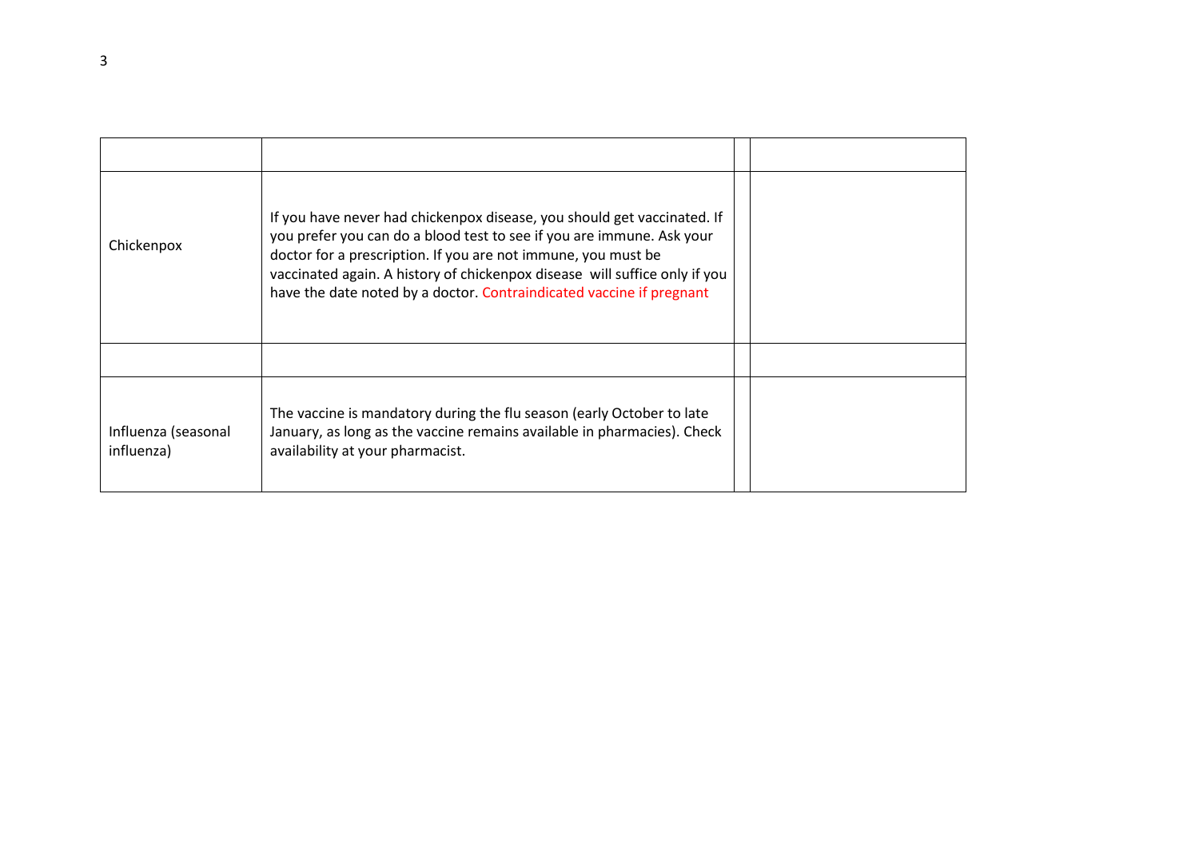| | | | |
|---|---|---|---|
| | | | |
| Chickenpox | If you have never had chickenpox disease, you should get vaccinated. If you prefer you can do a blood test to see if you are immune. Ask your doctor for a prescription. If you are not immune, you must be vaccinated again. A history of chickenpox disease will suffice only if you have the date noted by a doctor. Contraindicated vaccine if pregnant | | |
| | | | |
| Influenza (seasonal influenza) | The vaccine is mandatory during the flu season (early October to late January, as long as the vaccine remains available in pharmacies). Check availability at your pharmacist. | | |